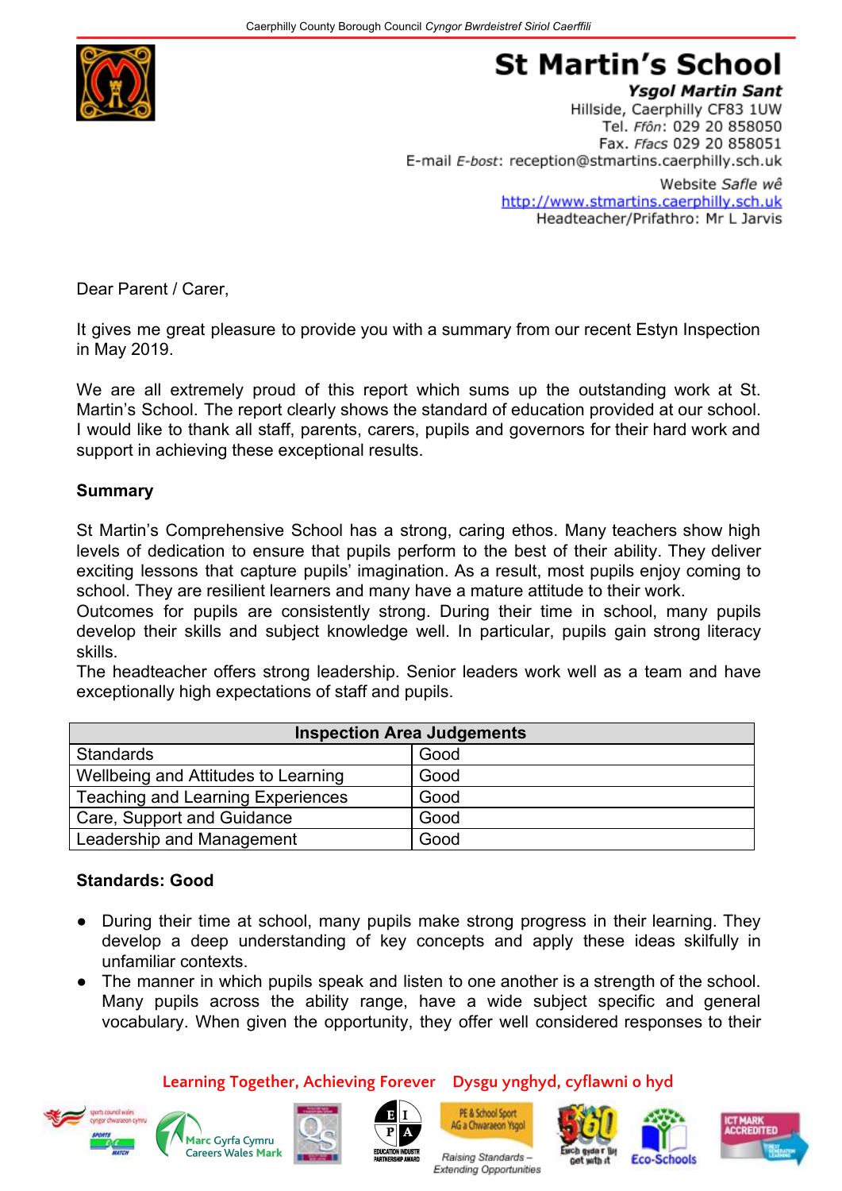Caerphilly County Borough Council *Cyngor Bwrdeistref Sirol Caerffili*

# St Martin's School

***Ysgol Martin Sant***

Hillside, Caerphilly CF83 1UW
Tel. *Ffôn*: 029 20 858050
Fax. *Ffacs* 029 20 858051
E-mail *E-bost*: reception@stmartins.caerphilly.sch.uk
Website *Safle wê*
http://www.stmartins.caerphilly.sch.uk
Headteacher/Prifathro: Mr L Jarvis

Dear Parent / Carer,

It gives me great pleasure to provide you with a summary from our recent Estyn Inspection in May 2019.

We are all extremely proud of this report which sums up the outstanding work at St. Martin's School. The report clearly shows the standard of education provided at our school. I would like to thank all staff, parents, carers, pupils and governors for their hard work and support in achieving these exceptional results.

**Summary**

St Martin's Comprehensive School has a strong, caring ethos. Many teachers show high levels of dedication to ensure that pupils perform to the best of their ability. They deliver exciting lessons that capture pupils' imagination. As a result, most pupils enjoy coming to school. They are resilient learners and many have a mature attitude to their work.
Outcomes for pupils are consistently strong. During their time in school, many pupils develop their skills and subject knowledge well. In particular, pupils gain strong literacy skills.
The headteacher offers strong leadership. Senior leaders work well as a team and have exceptionally high expectations of staff and pupils.

| Inspection Area Judgements | |
|---|---|
| Standards | Good |
| Wellbeing and Attitudes to Learning | Good |
| Teaching and Learning Experiences | Good |
| Care, Support and Guidance | Good |
| Leadership and Management | Good |

**Standards: Good**

- During their time at school, many pupils make strong progress in their learning. They develop a deep understanding of key concepts and apply these ideas skilfully in unfamiliar contexts.
- The manner in which pupils speak and listen to one another is a strength of the school. Many pupils across the ability range, have a wide subject specific and general vocabulary. When given the opportunity, they offer well considered responses to their

Learning Together, Achieving Forever    Dysgu ynghyd, cyflawni o hyd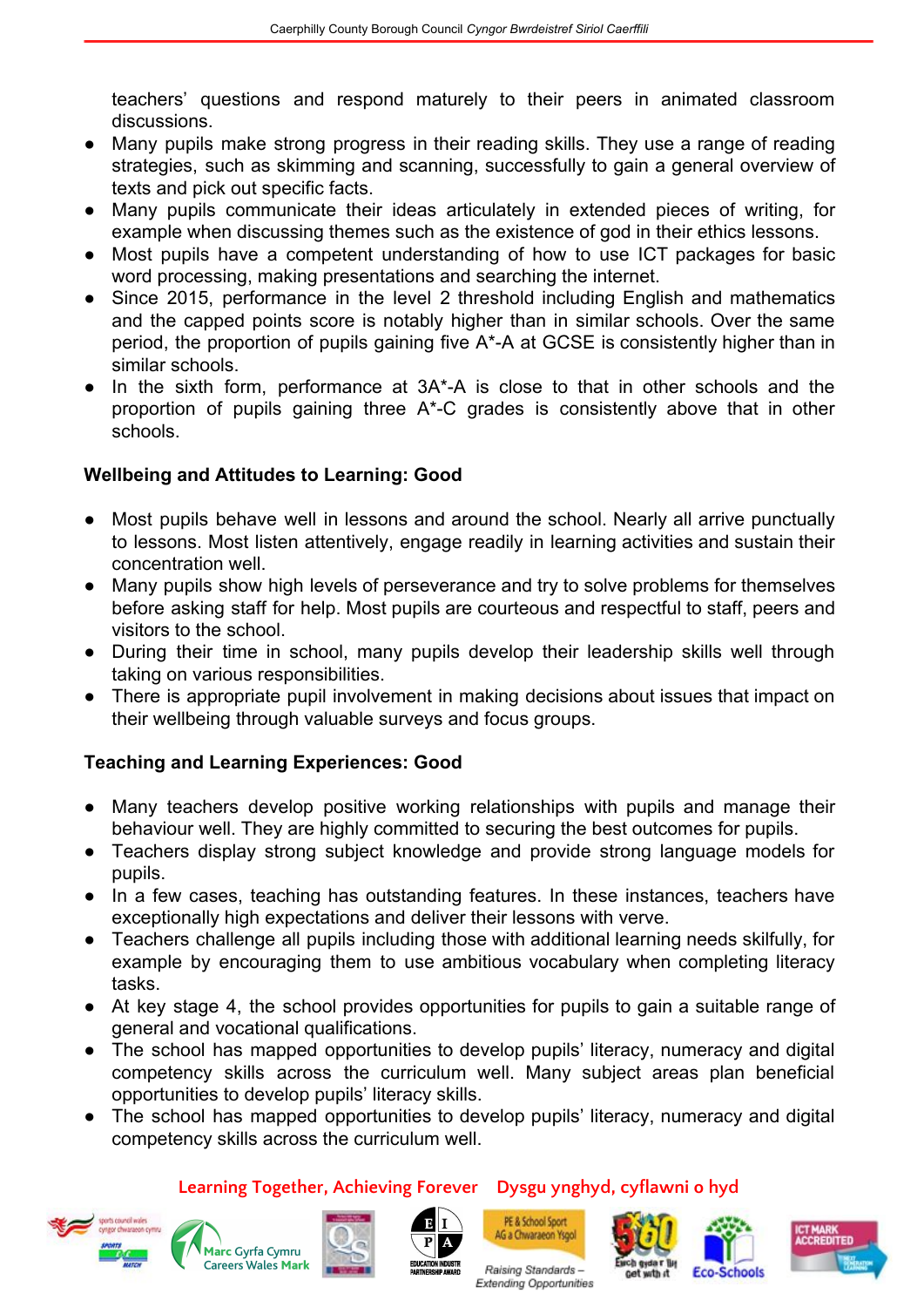teachers' questions and respond maturely to their peers in animated classroom discussions.

- Many pupils make strong progress in their reading skills. They use a range of reading strategies, such as skimming and scanning, successfully to gain a general overview of texts and pick out specific facts.
- Many pupils communicate their ideas articulately in extended pieces of writing, for example when discussing themes such as the existence of god in their ethics lessons.
- Most pupils have a competent understanding of how to use ICT packages for basic word processing, making presentations and searching the internet.
- Since 2015, performance in the level 2 threshold including English and mathematics and the capped points score is notably higher than in similar schools. Over the same period, the proportion of pupils gaining five A*-A at GCSE is consistently higher than in similar schools.
- In the sixth form, performance at 3A*-A is close to that in other schools and the proportion of pupils gaining three A*-C grades is consistently above that in other schools.

**Wellbeing and Attitudes to Learning: Good**

- Most pupils behave well in lessons and around the school. Nearly all arrive punctually to lessons. Most listen attentively, engage readily in learning activities and sustain their concentration well.
- Many pupils show high levels of perseverance and try to solve problems for themselves before asking staff for help. Most pupils are courteous and respectful to staff, peers and visitors to the school.
- During their time in school, many pupils develop their leadership skills well through taking on various responsibilities.
- There is appropriate pupil involvement in making decisions about issues that impact on their wellbeing through valuable surveys and focus groups.

**Teaching and Learning Experiences: Good**

- Many teachers develop positive working relationships with pupils and manage their behaviour well. They are highly committed to securing the best outcomes for pupils.
- Teachers display strong subject knowledge and provide strong language models for pupils.
- In a few cases, teaching has outstanding features. In these instances, teachers have exceptionally high expectations and deliver their lessons with verve.
- Teachers challenge all pupils including those with additional learning needs skilfully, for example by encouraging them to use ambitious vocabulary when completing literacy tasks.
- At key stage 4, the school provides opportunities for pupils to gain a suitable range of general and vocational qualifications.
- The school has mapped opportunities to develop pupils' literacy, numeracy and digital competency skills across the curriculum well. Many subject areas plan beneficial opportunities to develop pupils' literacy skills.
- The school has mapped opportunities to develop pupils' literacy, numeracy and digital competency skills across the curriculum well.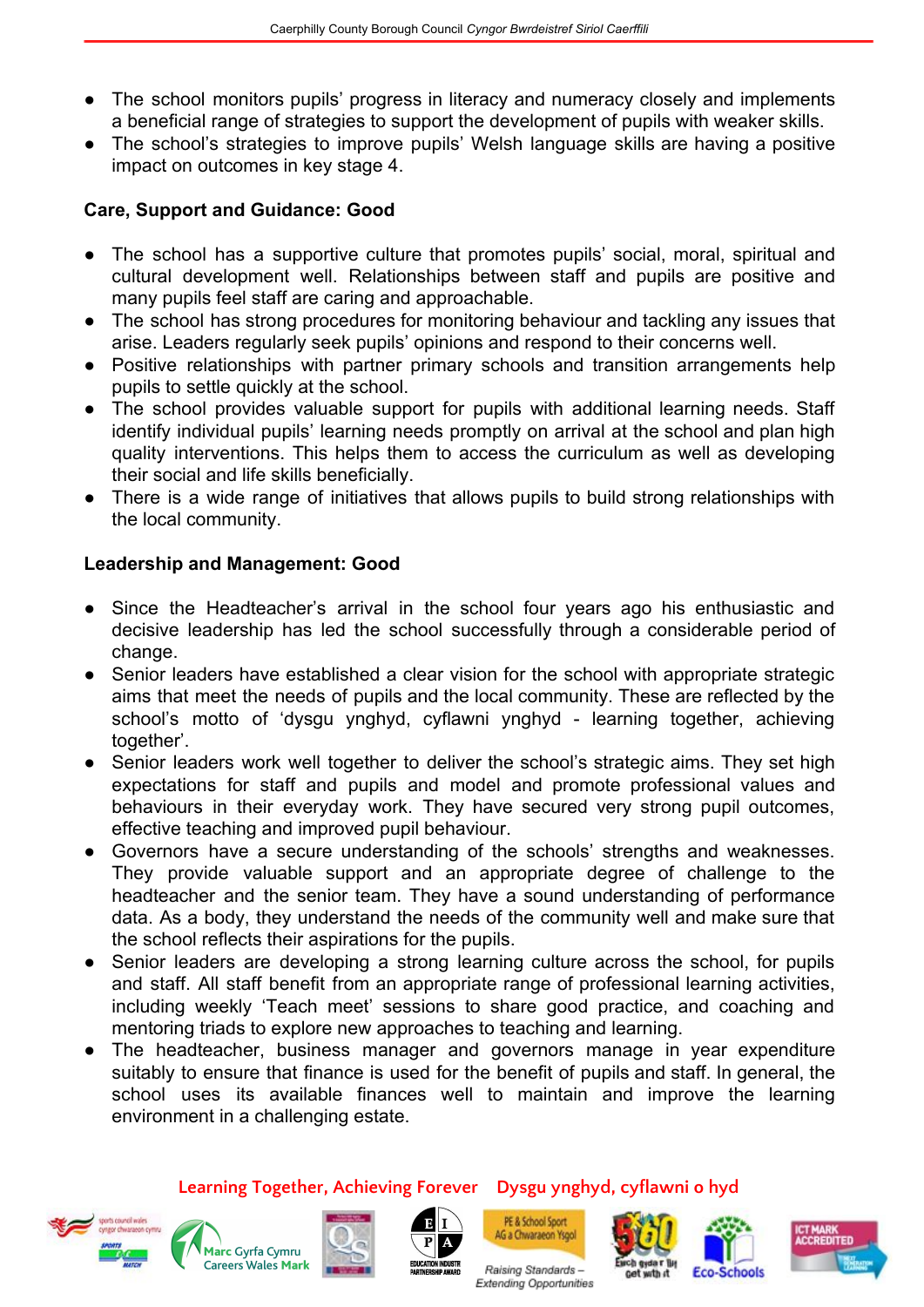- The school monitors pupils' progress in literacy and numeracy closely and implements a beneficial range of strategies to support the development of pupils with weaker skills.
- The school's strategies to improve pupils' Welsh language skills are having a positive impact on outcomes in key stage 4.

**Care, Support and Guidance: Good**

- The school has a supportive culture that promotes pupils' social, moral, spiritual and cultural development well. Relationships between staff and pupils are positive and many pupils feel staff are caring and approachable.
- The school has strong procedures for monitoring behaviour and tackling any issues that arise. Leaders regularly seek pupils' opinions and respond to their concerns well.
- Positive relationships with partner primary schools and transition arrangements help pupils to settle quickly at the school.
- The school provides valuable support for pupils with additional learning needs. Staff identify individual pupils' learning needs promptly on arrival at the school and plan high quality interventions. This helps them to access the curriculum as well as developing their social and life skills beneficially.
- There is a wide range of initiatives that allows pupils to build strong relationships with the local community.

**Leadership and Management: Good**

- Since the Headteacher's arrival in the school four years ago his enthusiastic and decisive leadership has led the school successfully through a considerable period of change.
- Senior leaders have established a clear vision for the school with appropriate strategic aims that meet the needs of pupils and the local community. These are reflected by the school's motto of 'dysgu ynghyd, cyflawni ynghyd - learning together, achieving together'.
- Senior leaders work well together to deliver the school's strategic aims. They set high expectations for staff and pupils and model and promote professional values and behaviours in their everyday work. They have secured very strong pupil outcomes, effective teaching and improved pupil behaviour.
- Governors have a secure understanding of the schools' strengths and weaknesses. They provide valuable support and an appropriate degree of challenge to the headteacher and the senior team. They have a sound understanding of performance data. As a body, they understand the needs of the community well and make sure that the school reflects their aspirations for the pupils.
- Senior leaders are developing a strong learning culture across the school, for pupils and staff. All staff benefit from an appropriate range of professional learning activities, including weekly 'Teach meet' sessions to share good practice, and coaching and mentoring triads to explore new approaches to teaching and learning.
- The headteacher, business manager and governors manage in year expenditure suitably to ensure that finance is used for the benefit of pupils and staff. In general, the school uses its available finances well to maintain and improve the learning environment in a challenging estate.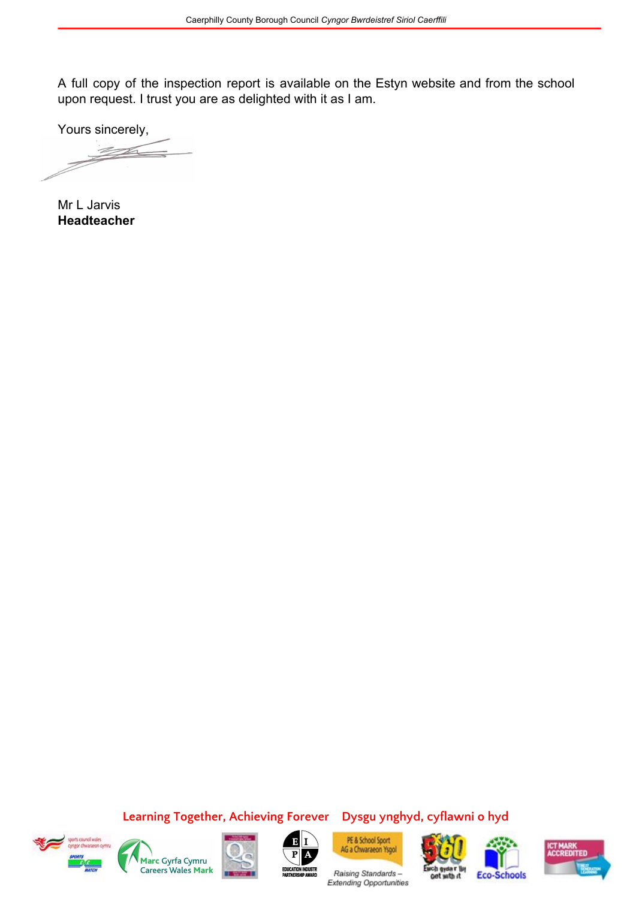A full copy of the inspection report is available on the Estyn website and from the school upon request. I trust you are as delighted with it as I am.

Yours sincerely,

Mr L Jarvis
**Headteacher**

Learning Together, Achieving Forever    Dysgu ynghyd, cyflawni o hyd